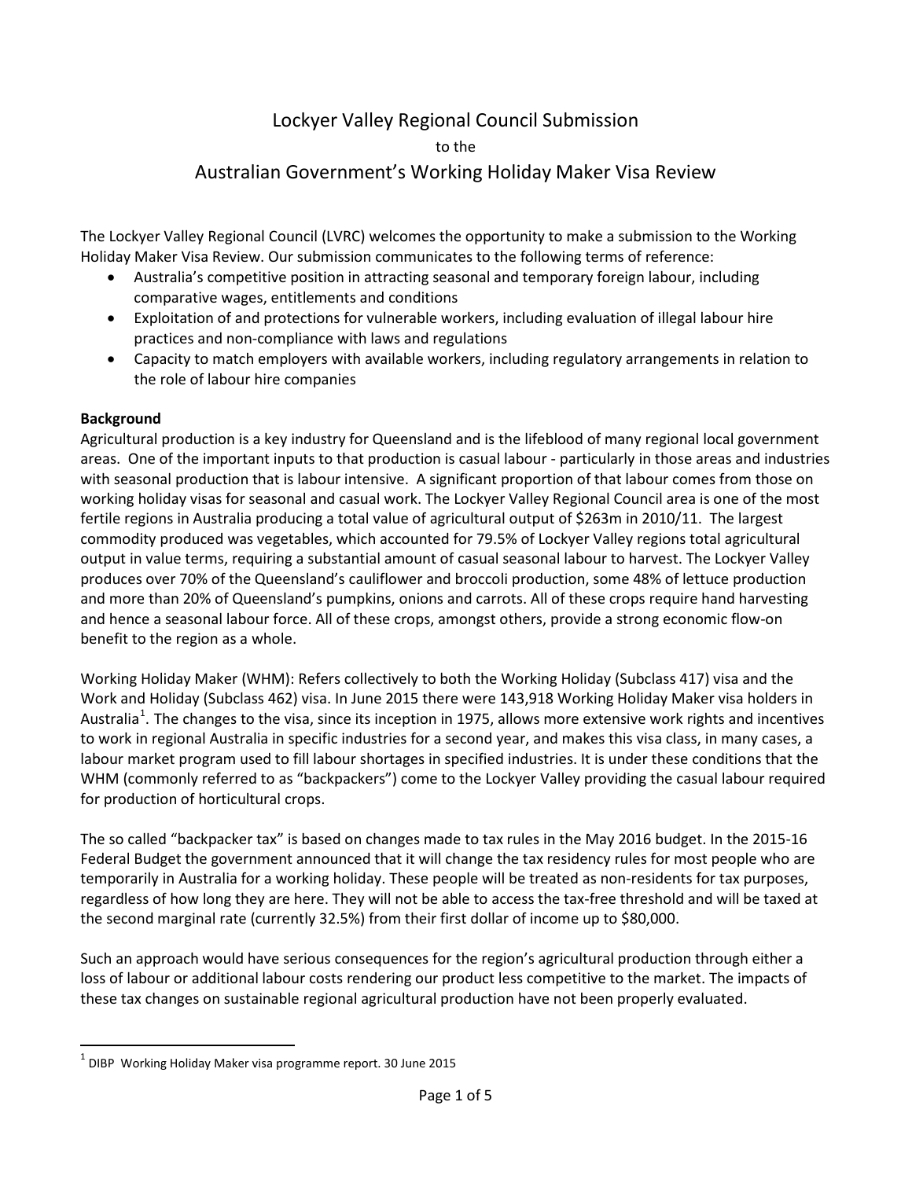# Lockyer Valley Regional Council Submission

to the

# Australian Government's Working Holiday Maker Visa Review

The Lockyer Valley Regional Council (LVRC) welcomes the opportunity to make a submission to the Working Holiday Maker Visa Review. Our submission communicates to the following terms of reference:

- Australia's competitive position in attracting seasonal and temporary foreign labour, including comparative wages, entitlements and conditions
- Exploitation of and protections for vulnerable workers, including evaluation of illegal labour hire practices and non-compliance with laws and regulations
- Capacity to match employers with available workers, including regulatory arrangements in relation to the role of labour hire companies

**Background**

Agricultural production is a key industry for Queensland and is the lifeblood of many regional local government areas. One of the important inputs to that production is casual labour - particularly in those areas and industries with seasonal production that is labour intensive. A significant proportion of that labour comes from those on working holiday visas for seasonal and casual work. The Lockyer Valley Regional Council area is one of the most fertile regions in Australia producing a total value of agricultural output of $263m in 2010/11. The largest commodity produced was vegetables, which accounted for 79.5% of Lockyer Valley regions total agricultural output in value terms, requiring a substantial amount of casual seasonal labour to harvest. The Lockyer Valley produces over 70% of the Queensland's cauliflower and broccoli production, some 48% of lettuce production and more than 20% of Queensland's pumpkins, onions and carrots. All of these crops require hand harvesting and hence a seasonal labour force. All of these crops, amongst others, provide a strong economic flow-on benefit to the region as a whole.

Working Holiday Maker (WHM): Refers collectively to both the Working Holiday (Subclass 417) visa and the Work and Holiday (Subclass 462) visa. In June 2015 there were 143,918 Working Holiday Maker visa holders in Australia[1]. The changes to the visa, since its inception in 1975, allows more extensive work rights and incentives to work in regional Australia in specific industries for a second year, and makes this visa class, in many cases, a labour market program used to fill labour shortages in specified industries. It is under these conditions that the WHM (commonly referred to as "backpackers") come to the Lockyer Valley providing the casual labour required for production of horticultural crops.

The so called "backpacker tax" is based on changes made to tax rules in the May 2016 budget. In the 2015-16 Federal Budget the government announced that it will change the tax residency rules for most people who are temporarily in Australia for a working holiday. These people will be treated as non-residents for tax purposes, regardless of how long they are here. They will not be able to access the tax-free threshold and will be taxed at the second marginal rate (currently 32.5%) from their first dollar of income up to $80,000.

Such an approach would have serious consequences for the region's agricultural production through either a loss of labour or additional labour costs rendering our product less competitive to the market. The impacts of these tax changes on sustainable regional agricultural production have not been properly evaluated.

---

[1] DIBP Working Holiday Maker visa programme report. 30 June 2015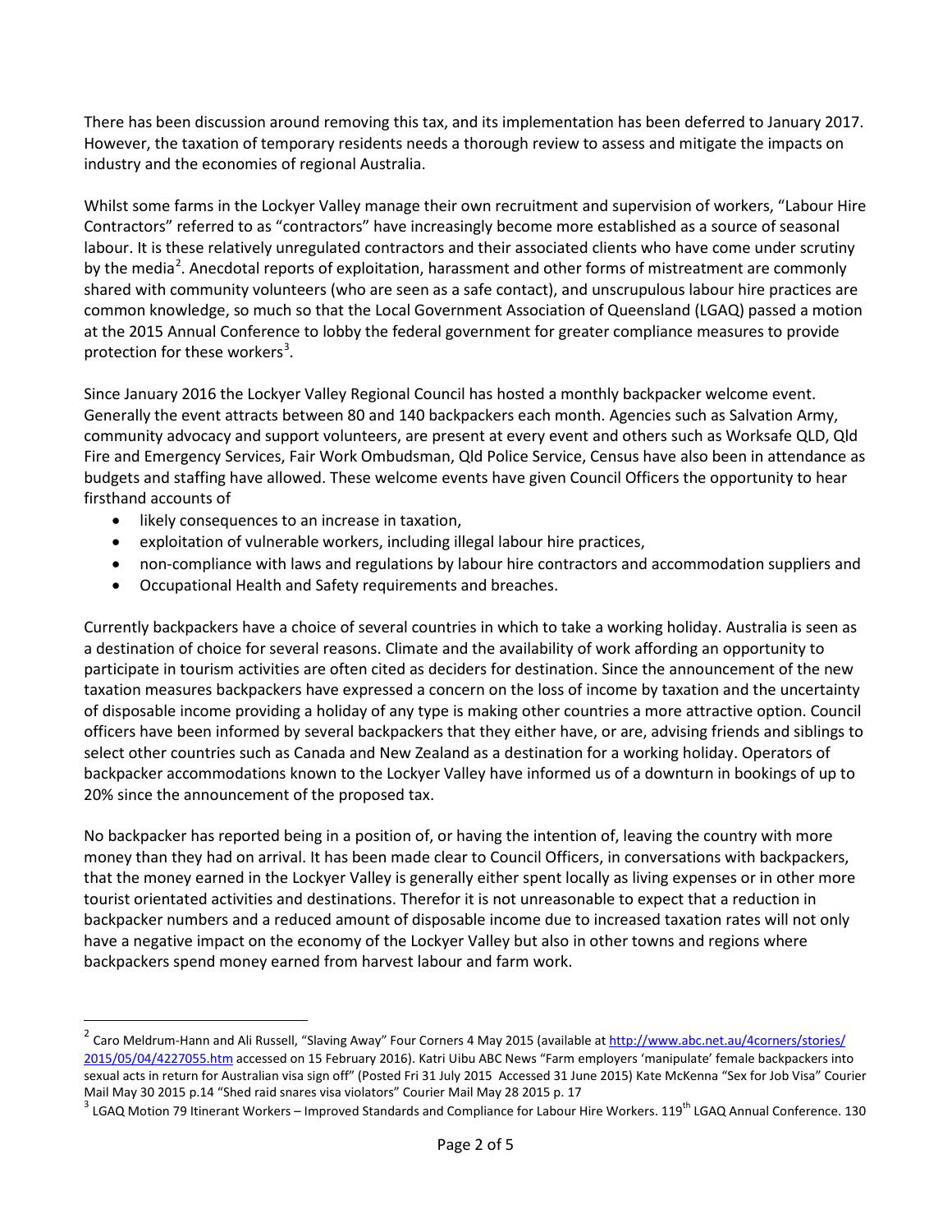There has been discussion around removing this tax, and its implementation has been deferred to January 2017. However, the taxation of temporary residents needs a thorough review to assess and mitigate the impacts on industry and the economies of regional Australia.

Whilst some farms in the Lockyer Valley manage their own recruitment and supervision of workers, "Labour Hire Contractors" referred to as "contractors" have increasingly become more established as a source of seasonal labour. It is these relatively unregulated contractors and their associated clients who have come under scrutiny by the media[2]. Anecdotal reports of exploitation, harassment and other forms of mistreatment are commonly shared with community volunteers (who are seen as a safe contact), and unscrupulous labour hire practices are common knowledge, so much so that the Local Government Association of Queensland (LGAQ) passed a motion at the 2015 Annual Conference to lobby the federal government for greater compliance measures to provide protection for these workers[3].

Since January 2016 the Lockyer Valley Regional Council has hosted a monthly backpacker welcome event. Generally the event attracts between 80 and 140 backpackers each month. Agencies such as Salvation Army, community advocacy and support volunteers, are present at every event and others such as Worksafe QLD, Qld Fire and Emergency Services, Fair Work Ombudsman, Qld Police Service, Census have also been in attendance as budgets and staffing have allowed. These welcome events have given Council Officers the opportunity to hear firsthand accounts of

- likely consequences to an increase in taxation,
- exploitation of vulnerable workers, including illegal labour hire practices,
- non-compliance with laws and regulations by labour hire contractors and accommodation suppliers and
- Occupational Health and Safety requirements and breaches.

Currently backpackers have a choice of several countries in which to take a working holiday. Australia is seen as a destination of choice for several reasons. Climate and the availability of work affording an opportunity to participate in tourism activities are often cited as deciders for destination. Since the announcement of the new taxation measures backpackers have expressed a concern on the loss of income by taxation and the uncertainty of disposable income providing a holiday of any type is making other countries a more attractive option. Council officers have been informed by several backpackers that they either have, or are, advising friends and siblings to select other countries such as Canada and New Zealand as a destination for a working holiday. Operators of backpacker accommodations known to the Lockyer Valley have informed us of a downturn in bookings of up to 20% since the announcement of the proposed tax.

No backpacker has reported being in a position of, or having the intention of, leaving the country with more money than they had on arrival. It has been made clear to Council Officers, in conversations with backpackers, that the money earned in the Lockyer Valley is generally either spent locally as living expenses or in other more tourist orientated activities and destinations. Therefor it is not unreasonable to expect that a reduction in backpacker numbers and a reduced amount of disposable income due to increased taxation rates will not only have a negative impact on the economy of the Lockyer Valley but also in other towns and regions where backpackers spend money earned from harvest labour and farm work.

---

[2] Caro Meldrum-Hann and Ali Russell, "Slaving Away" Four Corners 4 May 2015 (available at http://www.abc.net.au/4corners/stories/2015/05/04/4227055.htm accessed on 15 February 2016). Katri Uibu ABC News "Farm employers 'manipulate' female backpackers into sexual acts in return for Australian visa sign off" (Posted Fri 31 July 2015 Accessed 31 June 2015) Kate McKenna "Sex for Job Visa" Courier Mail May 30 2015 p.14 "Shed raid snares visa violators" Courier Mail May 28 2015 p. 17

[3] LGAQ Motion 79 Itinerant Workers – Improved Standards and Compliance for Labour Hire Workers. 119th LGAQ Annual Conference. 130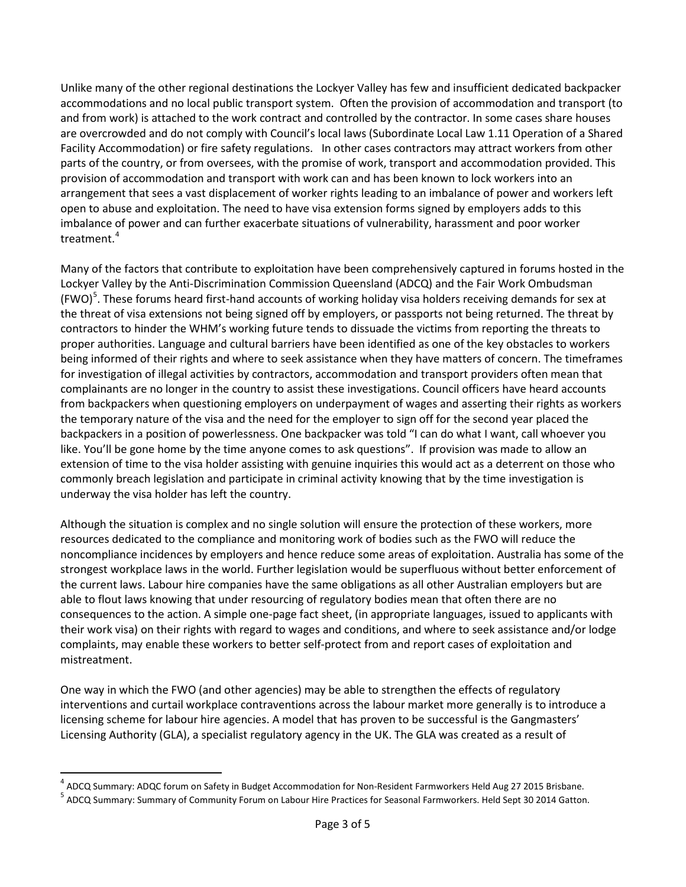Unlike many of the other regional destinations the Lockyer Valley has few and insufficient dedicated backpacker accommodations and no local public transport system. Often the provision of accommodation and transport (to and from work) is attached to the work contract and controlled by the contractor. In some cases share houses are overcrowded and do not comply with Council's local laws (Subordinate Local Law 1.11 Operation of a Shared Facility Accommodation) or fire safety regulations. In other cases contractors may attract workers from other parts of the country, or from oversees, with the promise of work, transport and accommodation provided. This provision of accommodation and transport with work can and has been known to lock workers into an arrangement that sees a vast displacement of worker rights leading to an imbalance of power and workers left open to abuse and exploitation. The need to have visa extension forms signed by employers adds to this imbalance of power and can further exacerbate situations of vulnerability, harassment and poor worker treatment.[4]

Many of the factors that contribute to exploitation have been comprehensively captured in forums hosted in the Lockyer Valley by the Anti-Discrimination Commission Queensland (ADCQ) and the Fair Work Ombudsman (FWO)[5]. These forums heard first-hand accounts of working holiday visa holders receiving demands for sex at the threat of visa extensions not being signed off by employers, or passports not being returned. The threat by contractors to hinder the WHM's working future tends to dissuade the victims from reporting the threats to proper authorities. Language and cultural barriers have been identified as one of the key obstacles to workers being informed of their rights and where to seek assistance when they have matters of concern. The timeframes for investigation of illegal activities by contractors, accommodation and transport providers often mean that complainants are no longer in the country to assist these investigations. Council officers have heard accounts from backpackers when questioning employers on underpayment of wages and asserting their rights as workers the temporary nature of the visa and the need for the employer to sign off for the second year placed the backpackers in a position of powerlessness. One backpacker was told "I can do what I want, call whoever you like. You'll be gone home by the time anyone comes to ask questions". If provision was made to allow an extension of time to the visa holder assisting with genuine inquiries this would act as a deterrent on those who commonly breach legislation and participate in criminal activity knowing that by the time investigation is underway the visa holder has left the country.

Although the situation is complex and no single solution will ensure the protection of these workers, more resources dedicated to the compliance and monitoring work of bodies such as the FWO will reduce the noncompliance incidences by employers and hence reduce some areas of exploitation. Australia has some of the strongest workplace laws in the world. Further legislation would be superfluous without better enforcement of the current laws. Labour hire companies have the same obligations as all other Australian employers but are able to flout laws knowing that under resourcing of regulatory bodies mean that often there are no consequences to the action. A simple one-page fact sheet, (in appropriate languages, issued to applicants with their work visa) on their rights with regard to wages and conditions, and where to seek assistance and/or lodge complaints, may enable these workers to better self-protect from and report cases of exploitation and mistreatment.

One way in which the FWO (and other agencies) may be able to strengthen the effects of regulatory interventions and curtail workplace contraventions across the labour market more generally is to introduce a licensing scheme for labour hire agencies. A model that has proven to be successful is the Gangmasters' Licensing Authority (GLA), a specialist regulatory agency in the UK. The GLA was created as a result of

---

[4] ADCQ Summary: ADQC forum on Safety in Budget Accommodation for Non-Resident Farmworkers Held Aug 27 2015 Brisbane.

[5] ADCQ Summary: Summary of Community Forum on Labour Hire Practices for Seasonal Farmworkers. Held Sept 30 2014 Gatton.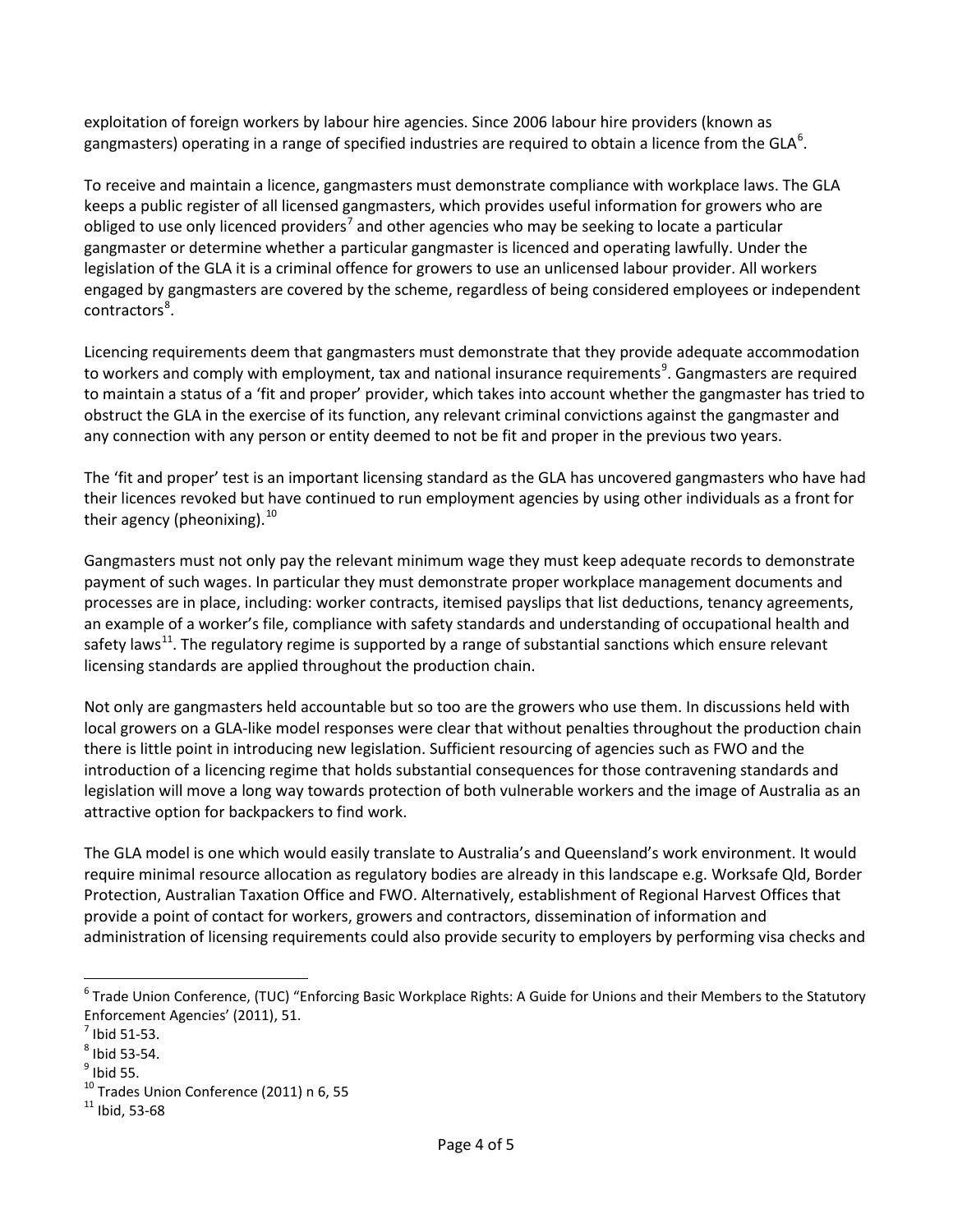exploitation of foreign workers by labour hire agencies. Since 2006 labour hire providers (known as gangmasters) operating in a range of specified industries are required to obtain a licence from the GLA[6].

To receive and maintain a licence, gangmasters must demonstrate compliance with workplace laws. The GLA keeps a public register of all licensed gangmasters, which provides useful information for growers who are obliged to use only licenced providers[7] and other agencies who may be seeking to locate a particular gangmaster or determine whether a particular gangmaster is licenced and operating lawfully. Under the legislation of the GLA it is a criminal offence for growers to use an unlicensed labour provider. All workers engaged by gangmasters are covered by the scheme, regardless of being considered employees or independent contractors[8].

Licencing requirements deem that gangmasters must demonstrate that they provide adequate accommodation to workers and comply with employment, tax and national insurance requirements[9]. Gangmasters are required to maintain a status of a 'fit and proper' provider, which takes into account whether the gangmaster has tried to obstruct the GLA in the exercise of its function, any relevant criminal convictions against the gangmaster and any connection with any person or entity deemed to not be fit and proper in the previous two years.

The 'fit and proper' test is an important licensing standard as the GLA has uncovered gangmasters who have had their licences revoked but have continued to run employment agencies by using other individuals as a front for their agency (pheonixing).[10]

Gangmasters must not only pay the relevant minimum wage they must keep adequate records to demonstrate payment of such wages. In particular they must demonstrate proper workplace management documents and processes are in place, including: worker contracts, itemised payslips that list deductions, tenancy agreements, an example of a worker's file, compliance with safety standards and understanding of occupational health and safety laws[11]. The regulatory regime is supported by a range of substantial sanctions which ensure relevant licensing standards are applied throughout the production chain.

Not only are gangmasters held accountable but so too are the growers who use them. In discussions held with local growers on a GLA-like model responses were clear that without penalties throughout the production chain there is little point in introducing new legislation. Sufficient resourcing of agencies such as FWO and the introduction of a licencing regime that holds substantial consequences for those contravening standards and legislation will move a long way towards protection of both vulnerable workers and the image of Australia as an attractive option for backpackers to find work.

The GLA model is one which would easily translate to Australia's and Queensland's work environment. It would require minimal resource allocation as regulatory bodies are already in this landscape e.g. Worksafe Qld, Border Protection, Australian Taxation Office and FWO. Alternatively, establishment of Regional Harvest Offices that provide a point of contact for workers, growers and contractors, dissemination of information and administration of licensing requirements could also provide security to employers by performing visa checks and

---

[6] Trade Union Conference, (TUC) "Enforcing Basic Workplace Rights: A Guide for Unions and their Members to the Statutory Enforcement Agencies' (2011), 51.

[7] Ibid 51-53.

[8] Ibid 53-54.

[9] Ibid 55.

[10] Trades Union Conference (2011) n 6, 55

[11] Ibid, 53-68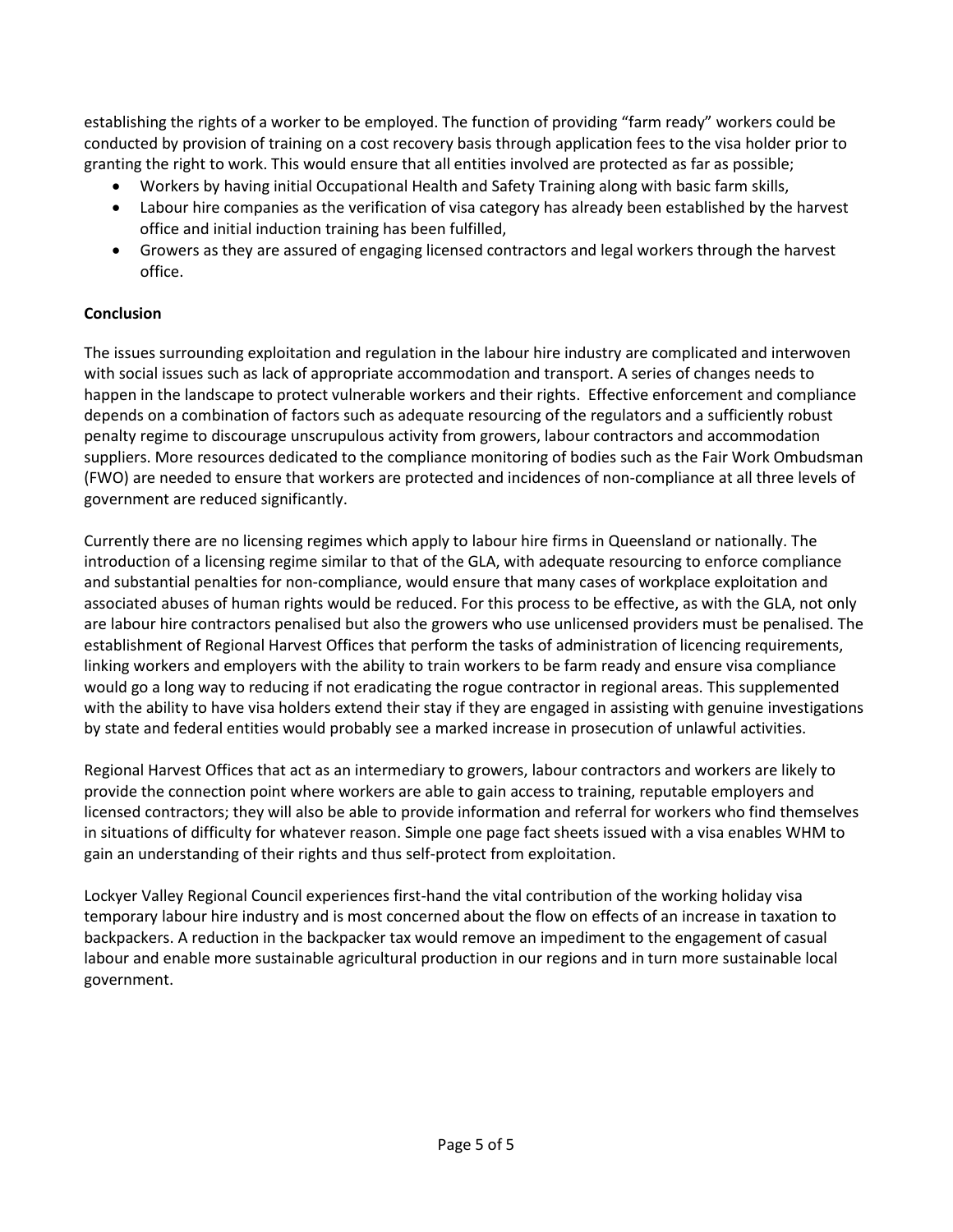establishing the rights of a worker to be employed. The function of providing "farm ready" workers could be conducted by provision of training on a cost recovery basis through application fees to the visa holder prior to granting the right to work. This would ensure that all entities involved are protected as far as possible;

- Workers by having initial Occupational Health and Safety Training along with basic farm skills,
- Labour hire companies as the verification of visa category has already been established by the harvest office and initial induction training has been fulfilled,
- Growers as they are assured of engaging licensed contractors and legal workers through the harvest office.

**Conclusion**

The issues surrounding exploitation and regulation in the labour hire industry are complicated and interwoven with social issues such as lack of appropriate accommodation and transport. A series of changes needs to happen in the landscape to protect vulnerable workers and their rights. Effective enforcement and compliance depends on a combination of factors such as adequate resourcing of the regulators and a sufficiently robust penalty regime to discourage unscrupulous activity from growers, labour contractors and accommodation suppliers. More resources dedicated to the compliance monitoring of bodies such as the Fair Work Ombudsman (FWO) are needed to ensure that workers are protected and incidences of non-compliance at all three levels of government are reduced significantly.

Currently there are no licensing regimes which apply to labour hire firms in Queensland or nationally. The introduction of a licensing regime similar to that of the GLA, with adequate resourcing to enforce compliance and substantial penalties for non-compliance, would ensure that many cases of workplace exploitation and associated abuses of human rights would be reduced. For this process to be effective, as with the GLA, not only are labour hire contractors penalised but also the growers who use unlicensed providers must be penalised. The establishment of Regional Harvest Offices that perform the tasks of administration of licencing requirements, linking workers and employers with the ability to train workers to be farm ready and ensure visa compliance would go a long way to reducing if not eradicating the rogue contractor in regional areas. This supplemented with the ability to have visa holders extend their stay if they are engaged in assisting with genuine investigations by state and federal entities would probably see a marked increase in prosecution of unlawful activities.

Regional Harvest Offices that act as an intermediary to growers, labour contractors and workers are likely to provide the connection point where workers are able to gain access to training, reputable employers and licensed contractors; they will also be able to provide information and referral for workers who find themselves in situations of difficulty for whatever reason. Simple one page fact sheets issued with a visa enables WHM to gain an understanding of their rights and thus self-protect from exploitation.

Lockyer Valley Regional Council experiences first-hand the vital contribution of the working holiday visa temporary labour hire industry and is most concerned about the flow on effects of an increase in taxation to backpackers. A reduction in the backpacker tax would remove an impediment to the engagement of casual labour and enable more sustainable agricultural production in our regions and in turn more sustainable local government.